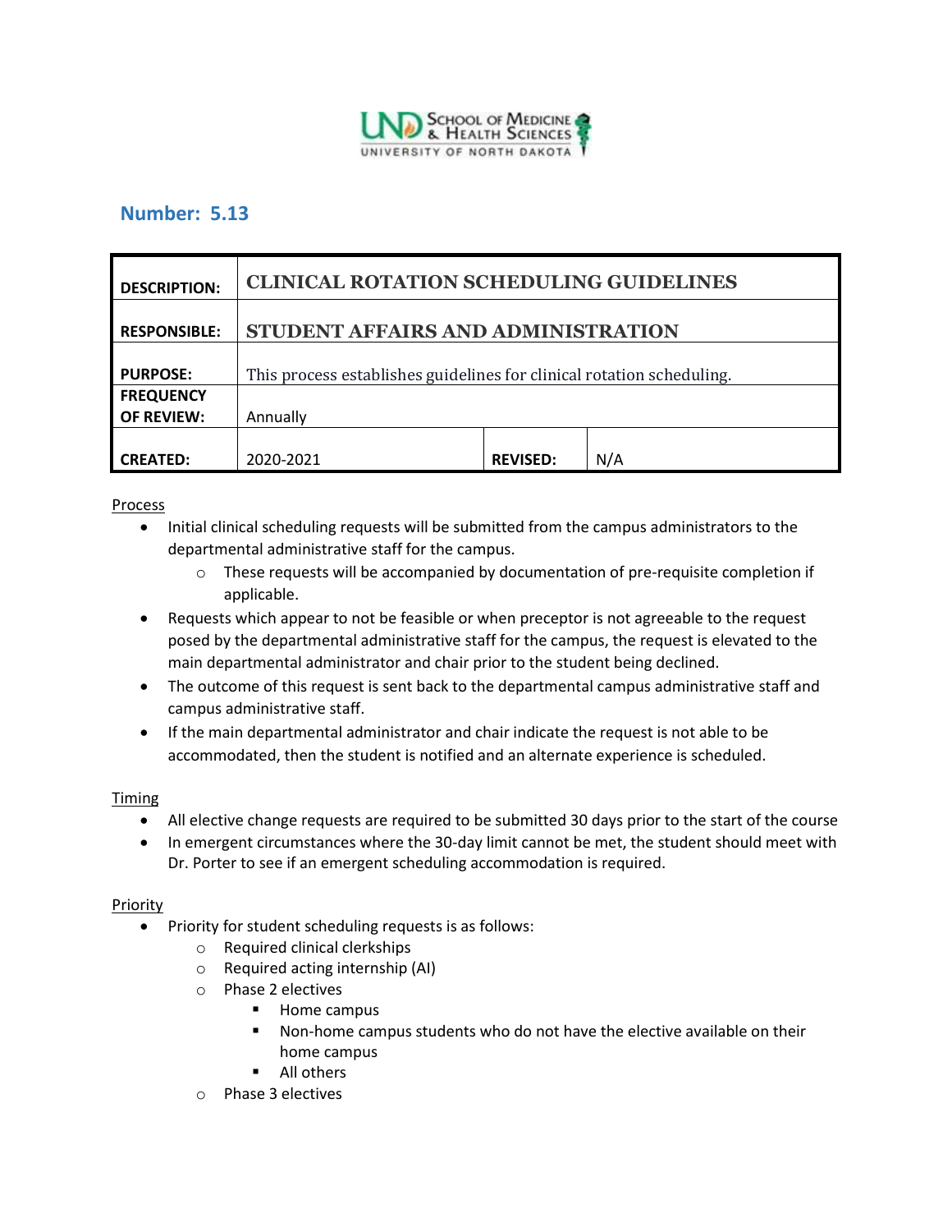## Number: 5.13

| | | | |
|---|---|---|---|
| **DESCRIPTION:** | **CLINICAL ROTATION SCHEDULING GUIDELINES** | | |
| **RESPONSIBLE:** | **STUDENT AFFAIRS AND ADMINISTRATION** | | |
| **PURPOSE:** | This process establishes guidelines for clinical rotation scheduling. | | |
| **FREQUENCY OF REVIEW:** | Annually | | |
| **CREATED:** | 2020-2021 | **REVISED:** | N/A |

Process

- Initial clinical scheduling requests will be submitted from the campus administrators to the departmental administrative staff for the campus.
  - These requests will be accompanied by documentation of pre-requisite completion if applicable.
- Requests which appear to not be feasible or when preceptor is not agreeable to the request posed by the departmental administrative staff for the campus, the request is elevated to the main departmental administrator and chair prior to the student being declined.
- The outcome of this request is sent back to the departmental campus administrative staff and campus administrative staff.
- If the main departmental administrator and chair indicate the request is not able to be accommodated, then the student is notified and an alternate experience is scheduled.

Timing

- All elective change requests are required to be submitted 30 days prior to the start of the course
- In emergent circumstances where the 30-day limit cannot be met, the student should meet with Dr. Porter to see if an emergent scheduling accommodation is required.

Priority

- Priority for student scheduling requests is as follows:
  - Required clinical clerkships
  - Required acting internship (AI)
  - Phase 2 electives
    - Home campus
    - Non-home campus students who do not have the elective available on their home campus
    - All others
  - Phase 3 electives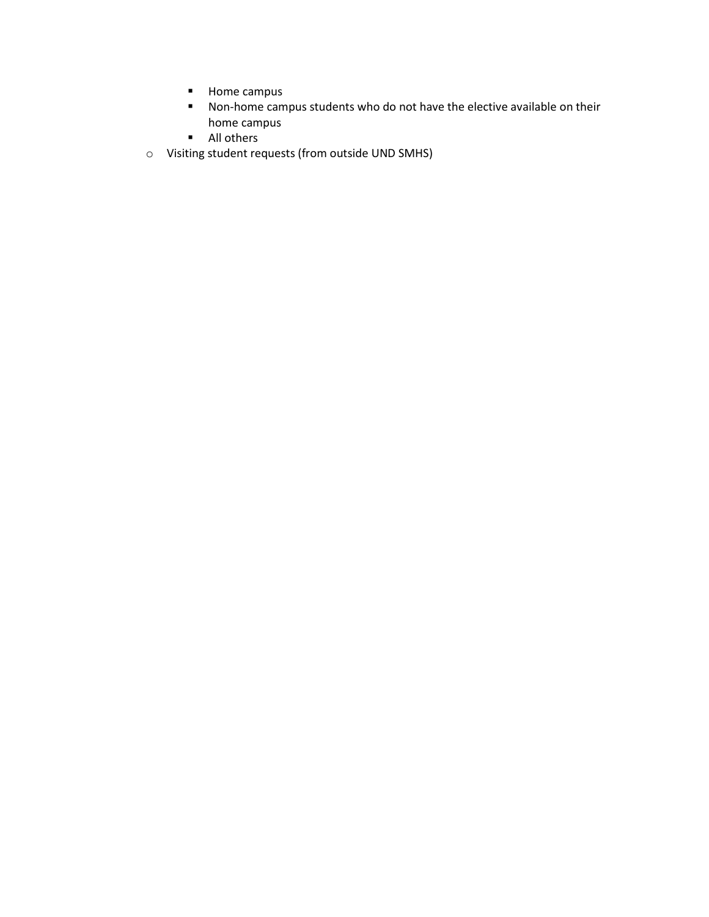- Home campus
    - Non-home campus students who do not have the elective available on their home campus
    - All others
  - Visiting student requests (from outside UND SMHS)